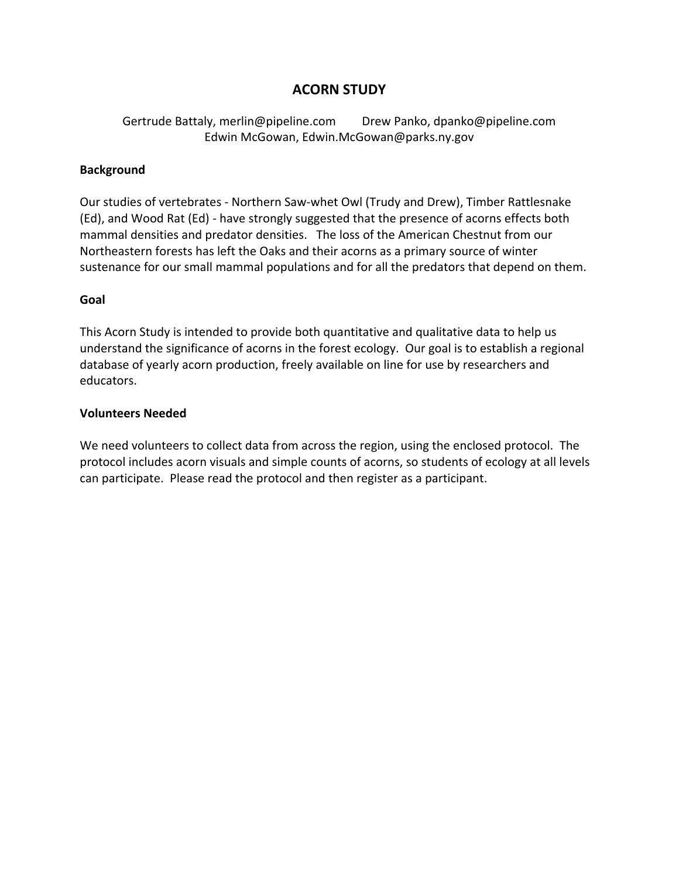# ACORN STUDY

Gertrude Battaly, merlin@pipeline.com    Drew Panko, dpanko@pipeline.com
Edwin McGowan, Edwin.McGowan@parks.ny.gov

**Background**

Our studies of vertebrates - Northern Saw-whet Owl (Trudy and Drew), Timber Rattlesnake (Ed), and Wood Rat (Ed) - have strongly suggested that the presence of acorns effects both mammal densities and predator densities. The loss of the American Chestnut from our Northeastern forests has left the Oaks and their acorns as a primary source of winter sustenance for our small mammal populations and for all the predators that depend on them.

**Goal**

This Acorn Study is intended to provide both quantitative and qualitative data to help us understand the significance of acorns in the forest ecology. Our goal is to establish a regional database of yearly acorn production, freely available on line for use by researchers and educators.

**Volunteers Needed**

We need volunteers to collect data from across the region, using the enclosed protocol. The protocol includes acorn visuals and simple counts of acorns, so students of ecology at all levels can participate. Please read the protocol and then register as a participant.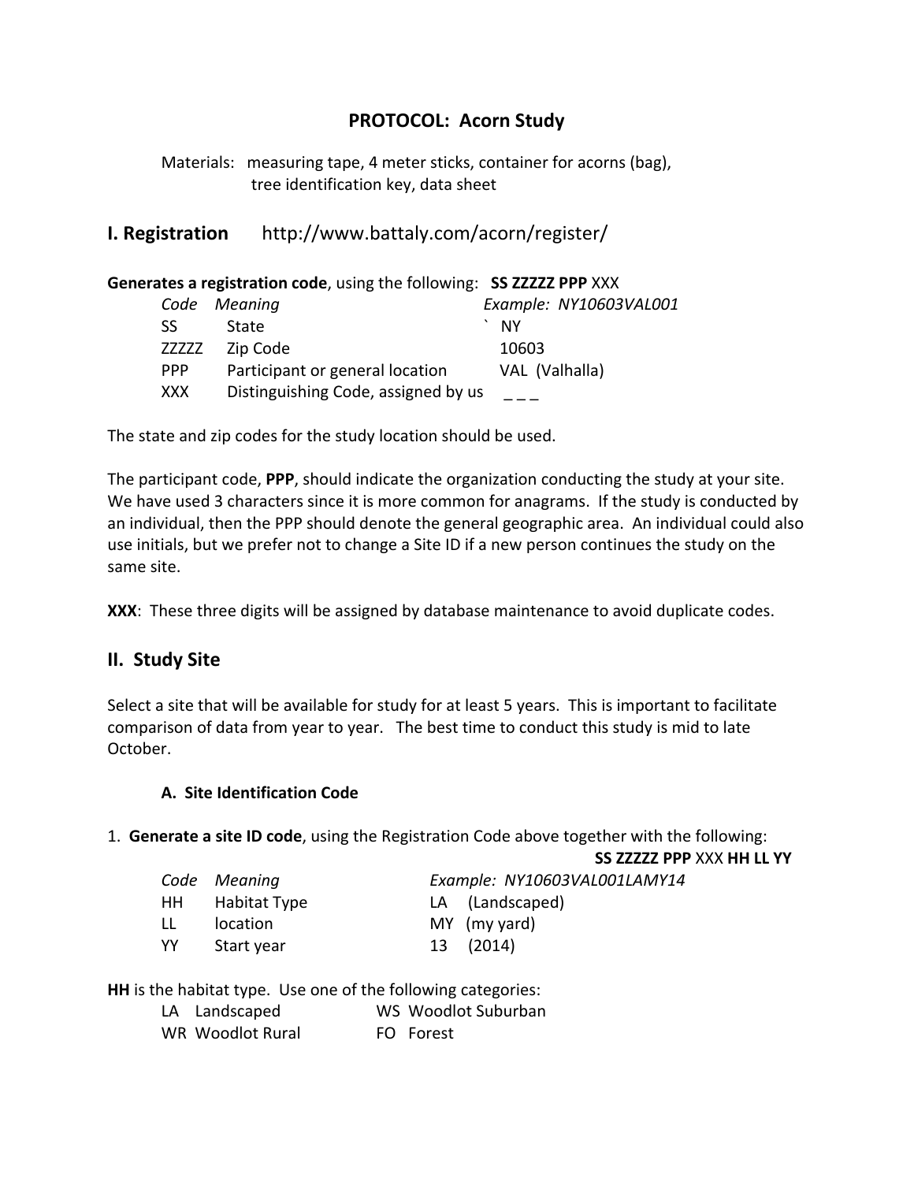# PROTOCOL: Acorn Study

Materials: measuring tape, 4 meter sticks, container for acorns (bag), tree identification key, data sheet

## I. Registration http://www.battaly.com/acorn/register/

**Generates a registration code**, using the following: **SS ZZZZZ PPP** XXX

| *Code* | *Meaning* | *Example: NY10603VAL001* |
|---|---|---|
| SS | State | ` NY |
| ZZZZZ | Zip Code | 10603 |
| PPP | Participant or general location | VAL (Valhalla) |
| XXX | Distinguishing Code, assigned by us | _ _ _ |

The state and zip codes for the study location should be used.

The participant code, **PPP**, should indicate the organization conducting the study at your site. We have used 3 characters since it is more common for anagrams. If the study is conducted by an individual, then the PPP should denote the general geographic area. An individual could also use initials, but we prefer not to change a Site ID if a new person continues the study on the same site.

**XXX**: These three digits will be assigned by database maintenance to avoid duplicate codes.

## II. Study Site

Select a site that will be available for study for at least 5 years. This is important to facilitate comparison of data from year to year. The best time to conduct this study is mid to late October.

### A. Site Identification Code

1. **Generate a site ID code**, using the Registration Code above together with the following: **SS ZZZZZ PPP** XXX **HH LL YY**

| *Code* | *Meaning* | *Example: NY10603VAL001LAMY14* |
|---|---|---|
| HH | Habitat Type | LA (Landscaped) |
| LL | location | MY (my yard) |
| YY | Start year | 13 (2014) |

**HH** is the habitat type. Use one of the following categories:

| | |
|---|---|
| LA Landscaped | WS Woodlot Suburban |
| WR Woodlot Rural | FO Forest |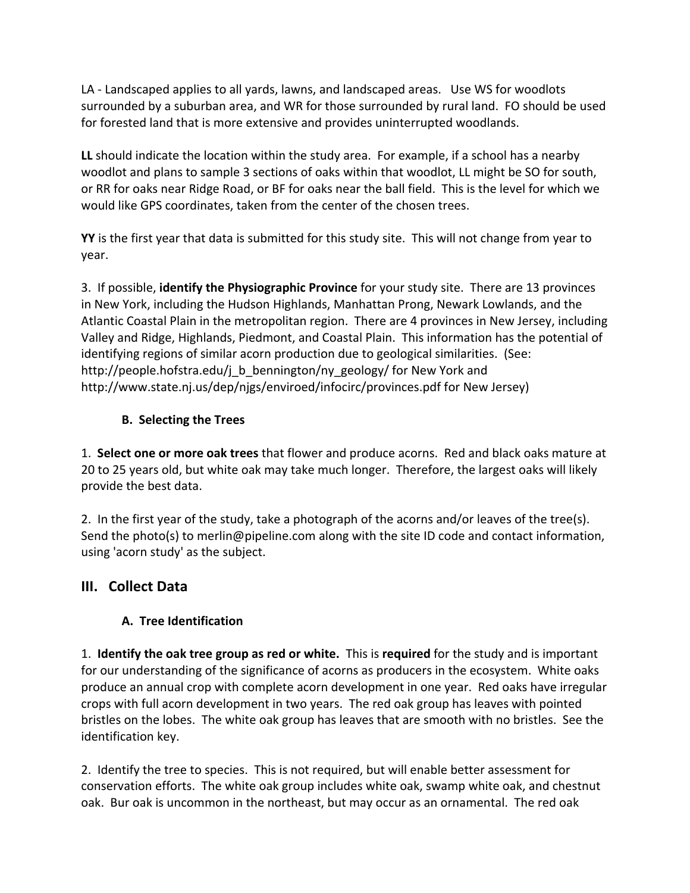LA - Landscaped applies to all yards, lawns, and landscaped areas. Use WS for woodlots surrounded by a suburban area, and WR for those surrounded by rural land. FO should be used for forested land that is more extensive and provides uninterrupted woodlands.

**LL** should indicate the location within the study area. For example, if a school has a nearby woodlot and plans to sample 3 sections of oaks within that woodlot, LL might be SO for south, or RR for oaks near Ridge Road, or BF for oaks near the ball field. This is the level for which we would like GPS coordinates, taken from the center of the chosen trees.

**YY** is the first year that data is submitted for this study site. This will not change from year to year.

3. If possible, **identify the Physiographic Province** for your study site. There are 13 provinces in New York, including the Hudson Highlands, Manhattan Prong, Newark Lowlands, and the Atlantic Coastal Plain in the metropolitan region. There are 4 provinces in New Jersey, including Valley and Ridge, Highlands, Piedmont, and Coastal Plain. This information has the potential of identifying regions of similar acorn production due to geological similarities. (See: http://people.hofstra.edu/j_b_bennington/ny_geology/ for New York and http://www.state.nj.us/dep/njgs/enviroed/infocirc/provinces.pdf for New Jersey)

### B. Selecting the Trees

1. **Select one or more oak trees** that flower and produce acorns. Red and black oaks mature at 20 to 25 years old, but white oak may take much longer. Therefore, the largest oaks will likely provide the best data.

2. In the first year of the study, take a photograph of the acorns and/or leaves of the tree(s). Send the photo(s) to merlin@pipeline.com along with the site ID code and contact information, using 'acorn study' as the subject.

## III. Collect Data

### A. Tree Identification

1. **Identify the oak tree group as red or white.** This is **required** for the study and is important for our understanding of the significance of acorns as producers in the ecosystem. White oaks produce an annual crop with complete acorn development in one year. Red oaks have irregular crops with full acorn development in two years. The red oak group has leaves with pointed bristles on the lobes. The white oak group has leaves that are smooth with no bristles. See the identification key.

2. Identify the tree to species. This is not required, but will enable better assessment for conservation efforts. The white oak group includes white oak, swamp white oak, and chestnut oak. Bur oak is uncommon in the northeast, but may occur as an ornamental. The red oak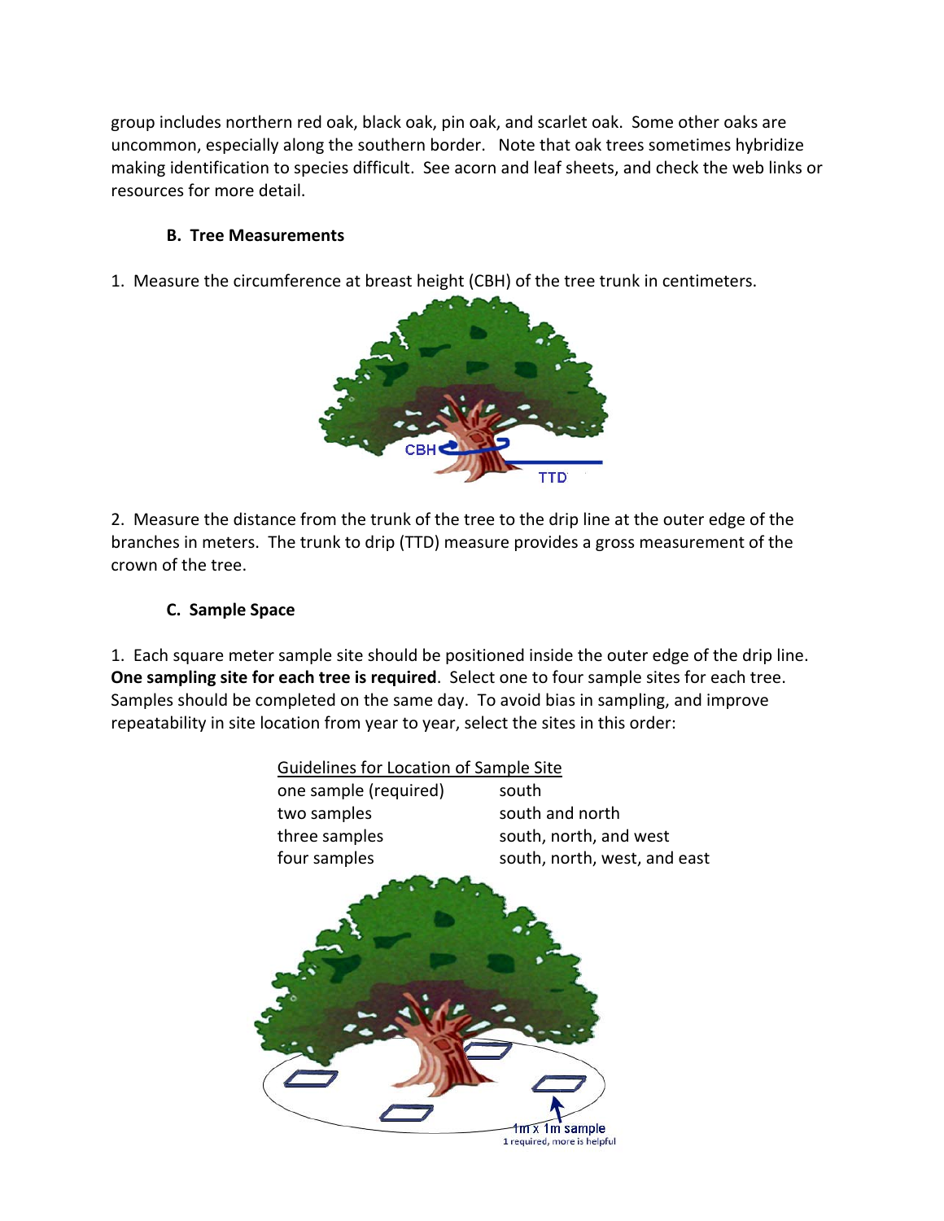group includes northern red oak, black oak, pin oak, and scarlet oak. Some other oaks are uncommon, especially along the southern border. Note that oak trees sometimes hybridize making identification to species difficult. See acorn and leaf sheets, and check the web links or resources for more detail.

### B. Tree Measurements

1. Measure the circumference at breast height (CBH) of the tree trunk in centimeters.

2. Measure the distance from the trunk of the tree to the drip line at the outer edge of the branches in meters. The trunk to drip (TTD) measure provides a gross measurement of the crown of the tree.

### C. Sample Space

1. Each square meter sample site should be positioned inside the outer edge of the drip line. **One sampling site for each tree is required**. Select one to four sample sites for each tree. Samples should be completed on the same day. To avoid bias in sampling, and improve repeatability in site location from year to year, select the sites in this order:

Guidelines for Location of Sample Site

| | |
|---|---|
| one sample (required) | south |
| two samples | south and north |
| three samples | south, north, and west |
| four samples | south, north, west, and east |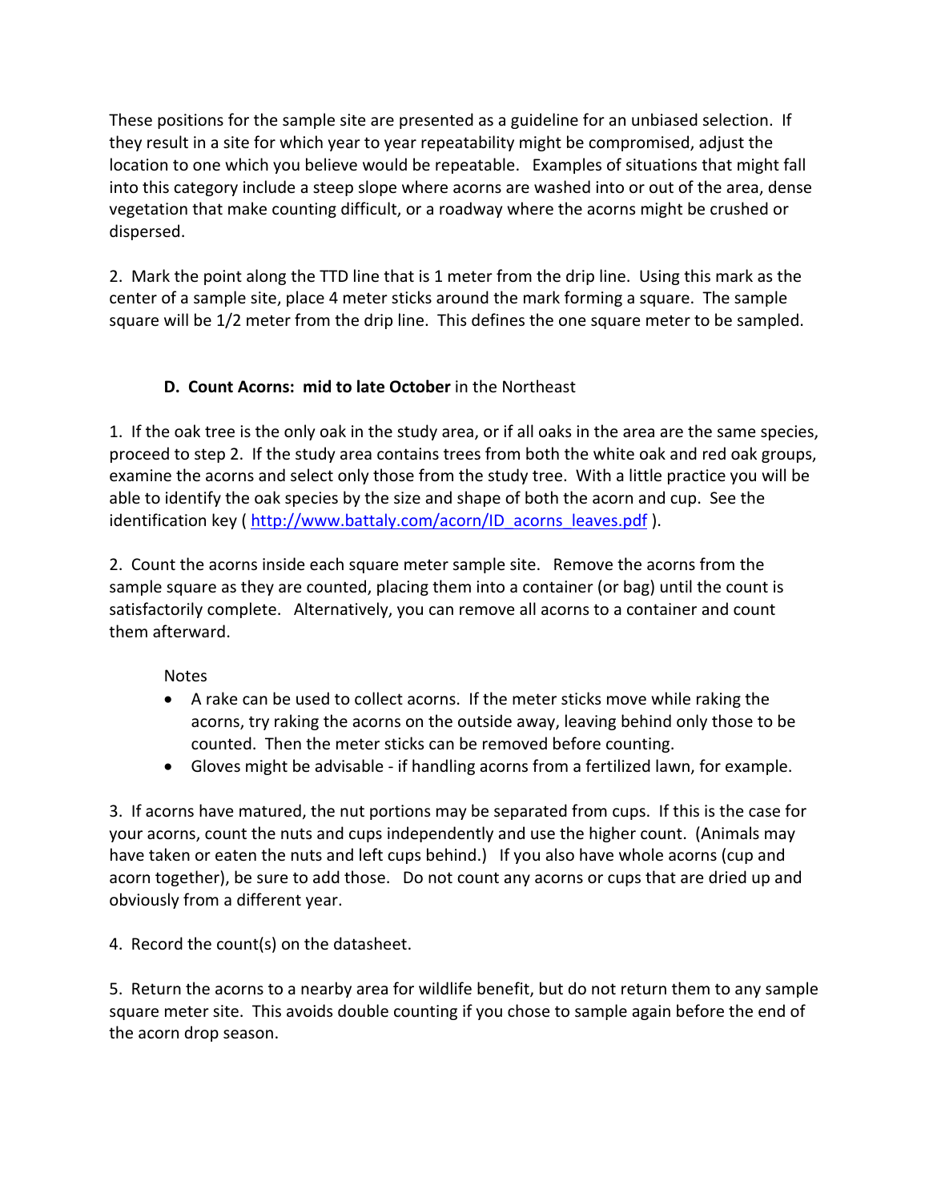These positions for the sample site are presented as a guideline for an unbiased selection. If they result in a site for which year to year repeatability might be compromised, adjust the location to one which you believe would be repeatable. Examples of situations that might fall into this category include a steep slope where acorns are washed into or out of the area, dense vegetation that make counting difficult, or a roadway where the acorns might be crushed or dispersed.

2. Mark the point along the TTD line that is 1 meter from the drip line. Using this mark as the center of a sample site, place 4 meter sticks around the mark forming a square. The sample square will be 1/2 meter from the drip line. This defines the one square meter to be sampled.

### D. Count Acorns: mid to late October in the Northeast

1. If the oak tree is the only oak in the study area, or if all oaks in the area are the same species, proceed to step 2. If the study area contains trees from both the white oak and red oak groups, examine the acorns and select only those from the study tree. With a little practice you will be able to identify the oak species by the size and shape of both the acorn and cup. See the identification key ( http://www.battaly.com/acorn/ID_acorns_leaves.pdf ).

2. Count the acorns inside each square meter sample site. Remove the acorns from the sample square as they are counted, placing them into a container (or bag) until the count is satisfactorily complete. Alternatively, you can remove all acorns to a container and count them afterward.

Notes

- A rake can be used to collect acorns. If the meter sticks move while raking the acorns, try raking the acorns on the outside away, leaving behind only those to be counted. Then the meter sticks can be removed before counting.
- Gloves might be advisable - if handling acorns from a fertilized lawn, for example.

3. If acorns have matured, the nut portions may be separated from cups. If this is the case for your acorns, count the nuts and cups independently and use the higher count. (Animals may have taken or eaten the nuts and left cups behind.) If you also have whole acorns (cup and acorn together), be sure to add those. Do not count any acorns or cups that are dried up and obviously from a different year.

4. Record the count(s) on the datasheet.

5. Return the acorns to a nearby area for wildlife benefit, but do not return them to any sample square meter site. This avoids double counting if you chose to sample again before the end of the acorn drop season.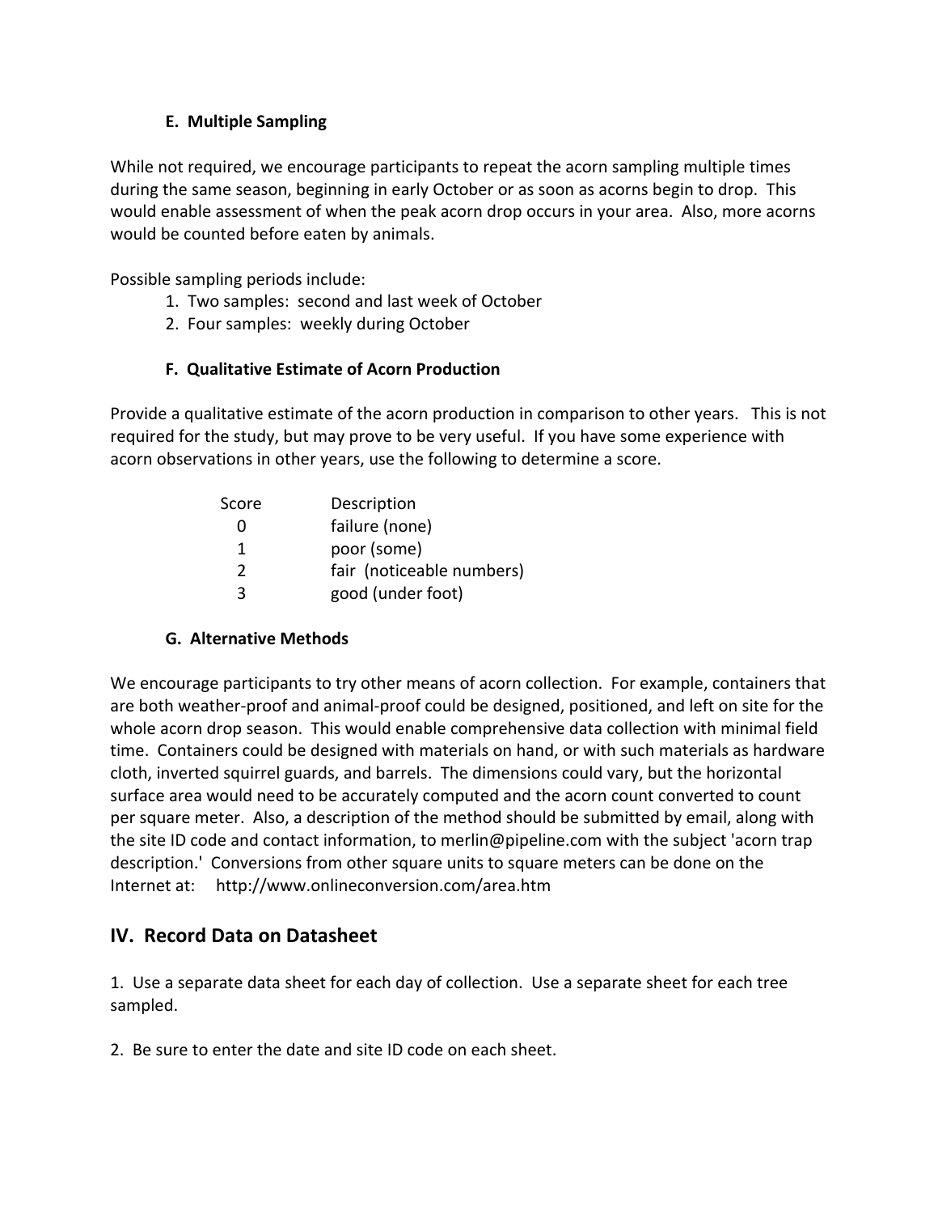### E. Multiple Sampling

While not required, we encourage participants to repeat the acorn sampling multiple times during the same season, beginning in early October or as soon as acorns begin to drop. This would enable assessment of when the peak acorn drop occurs in your area. Also, more acorns would be counted before eaten by animals.

Possible sampling periods include:

1. Two samples: second and last week of October
2. Four samples: weekly during October

### F. Qualitative Estimate of Acorn Production

Provide a qualitative estimate of the acorn production in comparison to other years. This is not required for the study, but may prove to be very useful. If you have some experience with acorn observations in other years, use the following to determine a score.

| Score | Description |
|---|---|
| 0 | failure (none) |
| 1 | poor (some) |
| 2 | fair (noticeable numbers) |
| 3 | good (under foot) |

### G. Alternative Methods

We encourage participants to try other means of acorn collection. For example, containers that are both weather-proof and animal-proof could be designed, positioned, and left on site for the whole acorn drop season. This would enable comprehensive data collection with minimal field time. Containers could be designed with materials on hand, or with such materials as hardware cloth, inverted squirrel guards, and barrels. The dimensions could vary, but the horizontal surface area would need to be accurately computed and the acorn count converted to count per square meter. Also, a description of the method should be submitted by email, along with the site ID code and contact information, to merlin@pipeline.com with the subject 'acorn trap description.' Conversions from other square units to square meters can be done on the Internet at: http://www.onlineconversion.com/area.htm

## IV. Record Data on Datasheet

1. Use a separate data sheet for each day of collection. Use a separate sheet for each tree sampled.

2. Be sure to enter the date and site ID code on each sheet.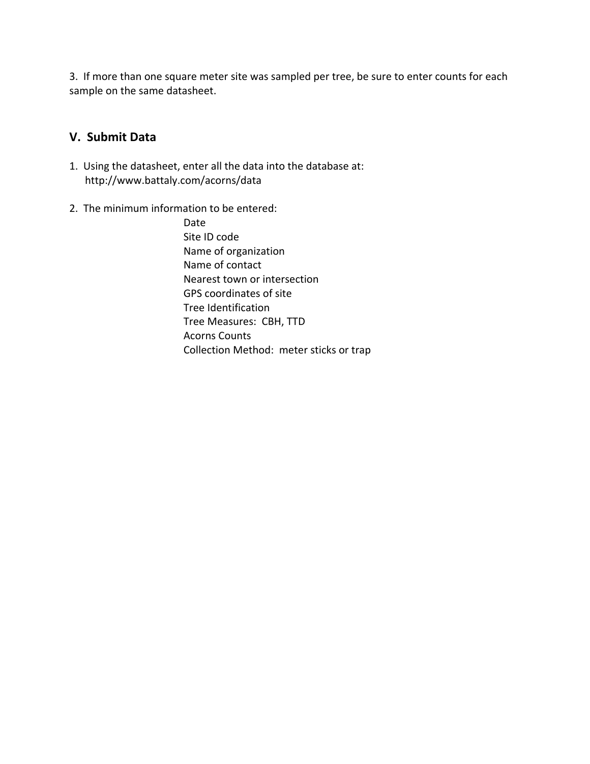3. If more than one square meter site was sampled per tree, be sure to enter counts for each sample on the same datasheet.

## V. Submit Data

1. Using the datasheet, enter all the data into the database at:
   http://www.battaly.com/acorns/data

2. The minimum information to be entered:

   Date
   Site ID code
   Name of organization
   Name of contact
   Nearest town or intersection
   GPS coordinates of site
   Tree Identification
   Tree Measures: CBH, TTD
   Acorns Counts
   Collection Method: meter sticks or trap